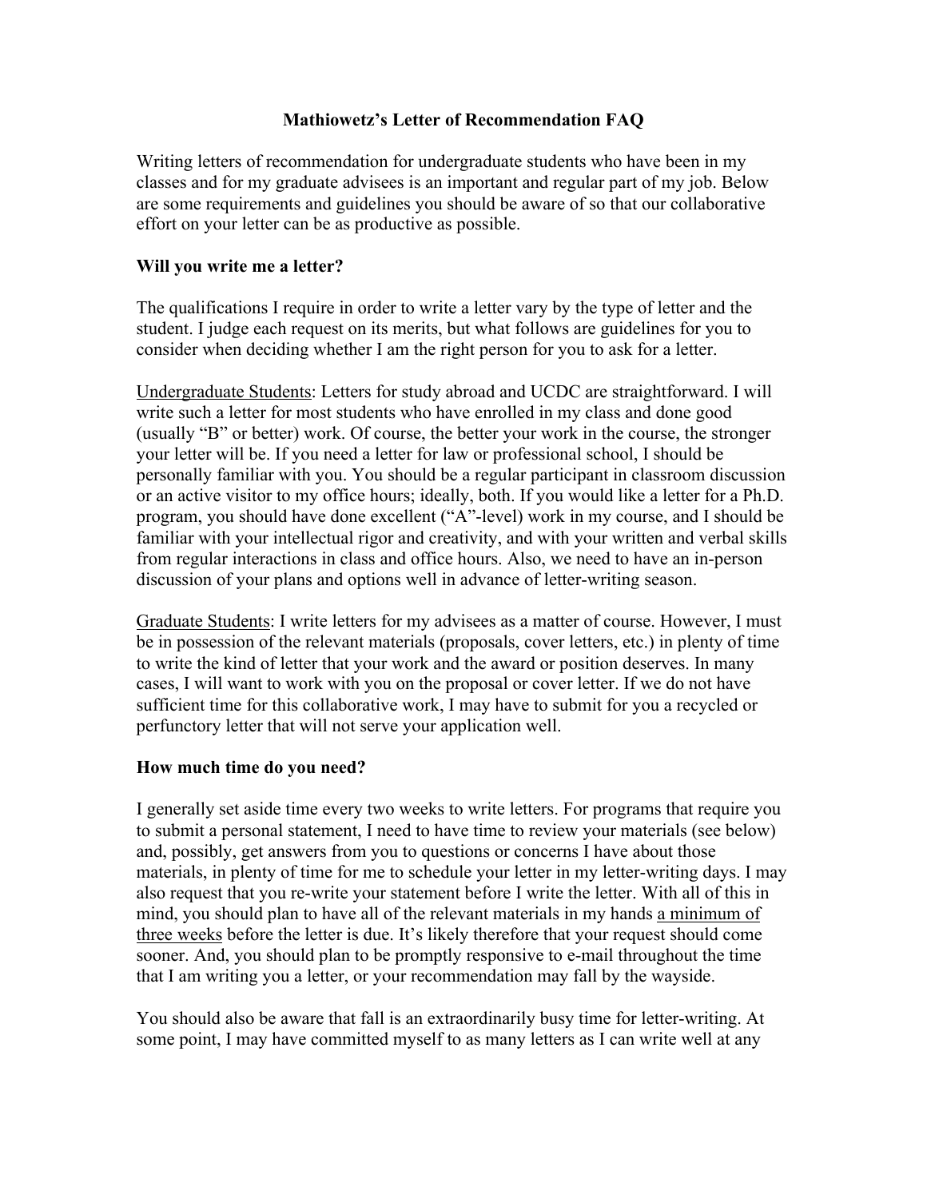# Mathiowetz's Letter of Recommendation FAQ

Writing letters of recommendation for undergraduate students who have been in my classes and for my graduate advisees is an important and regular part of my job. Below are some requirements and guidelines you should be aware of so that our collaborative effort on your letter can be as productive as possible.

## Will you write me a letter?

The qualifications I require in order to write a letter vary by the type of letter and the student. I judge each request on its merits, but what follows are guidelines for you to consider when deciding whether I am the right person for you to ask for a letter.

<u>Undergraduate Students</u>: Letters for study abroad and UCDC are straightforward. I will write such a letter for most students who have enrolled in my class and done good (usually "B" or better) work. Of course, the better your work in the course, the stronger your letter will be. If you need a letter for law or professional school, I should be personally familiar with you. You should be a regular participant in classroom discussion or an active visitor to my office hours; ideally, both. If you would like a letter for a Ph.D. program, you should have done excellent ("A"-level) work in my course, and I should be familiar with your intellectual rigor and creativity, and with your written and verbal skills from regular interactions in class and office hours. Also, we need to have an in-person discussion of your plans and options well in advance of letter-writing season.

<u>Graduate Students</u>: I write letters for my advisees as a matter of course. However, I must be in possession of the relevant materials (proposals, cover letters, etc.) in plenty of time to write the kind of letter that your work and the award or position deserves. In many cases, I will want to work with you on the proposal or cover letter. If we do not have sufficient time for this collaborative work, I may have to submit for you a recycled or perfunctory letter that will not serve your application well.

## How much time do you need?

I generally set aside time every two weeks to write letters. For programs that require you to submit a personal statement, I need to have time to review your materials (see below) and, possibly, get answers from you to questions or concerns I have about those materials, in plenty of time for me to schedule your letter in my letter-writing days. I may also request that you re-write your statement before I write the letter. With all of this in mind, you should plan to have all of the relevant materials in my hands <u>a minimum of three weeks</u> before the letter is due. It's likely therefore that your request should come sooner. And, you should plan to be promptly responsive to e-mail throughout the time that I am writing you a letter, or your recommendation may fall by the wayside.

You should also be aware that fall is an extraordinarily busy time for letter-writing. At some point, I may have committed myself to as many letters as I can write well at any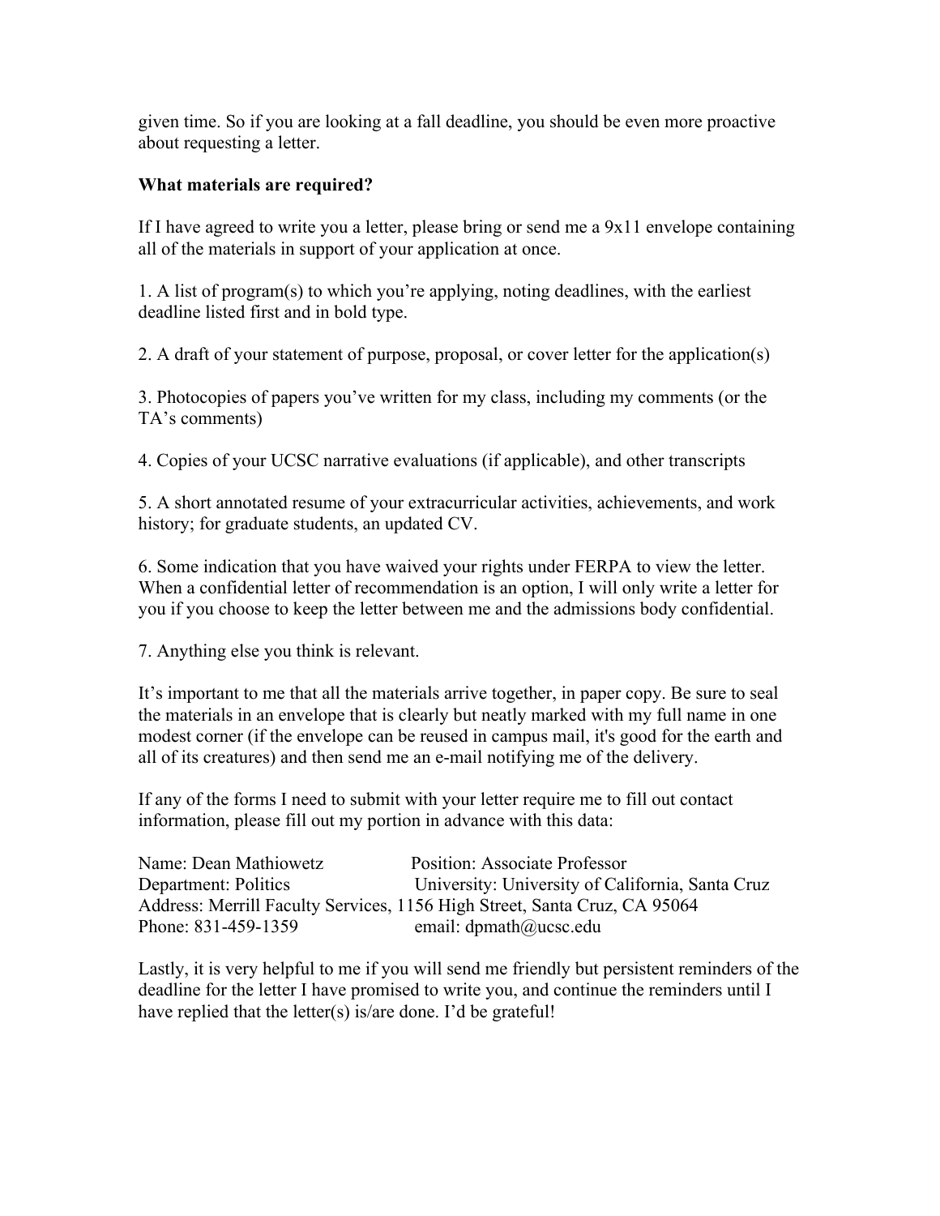given time. So if you are looking at a fall deadline, you should be even more proactive about requesting a letter.

**What materials are required?**

If I have agreed to write you a letter, please bring or send me a 9x11 envelope containing all of the materials in support of your application at once.

1. A list of program(s) to which you're applying, noting deadlines, with the earliest deadline listed first and in bold type.

2. A draft of your statement of purpose, proposal, or cover letter for the application(s)

3. Photocopies of papers you've written for my class, including my comments (or the TA's comments)

4. Copies of your UCSC narrative evaluations (if applicable), and other transcripts

5. A short annotated resume of your extracurricular activities, achievements, and work history; for graduate students, an updated CV.

6. Some indication that you have waived your rights under FERPA to view the letter. When a confidential letter of recommendation is an option, I will only write a letter for you if you choose to keep the letter between me and the admissions body confidential.

7. Anything else you think is relevant.

It's important to me that all the materials arrive together, in paper copy. Be sure to seal the materials in an envelope that is clearly but neatly marked with my full name in one modest corner (if the envelope can be reused in campus mail, it's good for the earth and all of its creatures) and then send me an e-mail notifying me of the delivery.

If any of the forms I need to submit with your letter require me to fill out contact information, please fill out my portion in advance with this data:

Name: Dean Mathiowetz Position: Associate Professor
Department: Politics University: University of California, Santa Cruz
Address: Merrill Faculty Services, 1156 High Street, Santa Cruz, CA 95064
Phone: 831-459-1359 email: dpmath@ucsc.edu

Lastly, it is very helpful to me if you will send me friendly but persistent reminders of the deadline for the letter I have promised to write you, and continue the reminders until I have replied that the letter(s) is/are done. I'd be grateful!